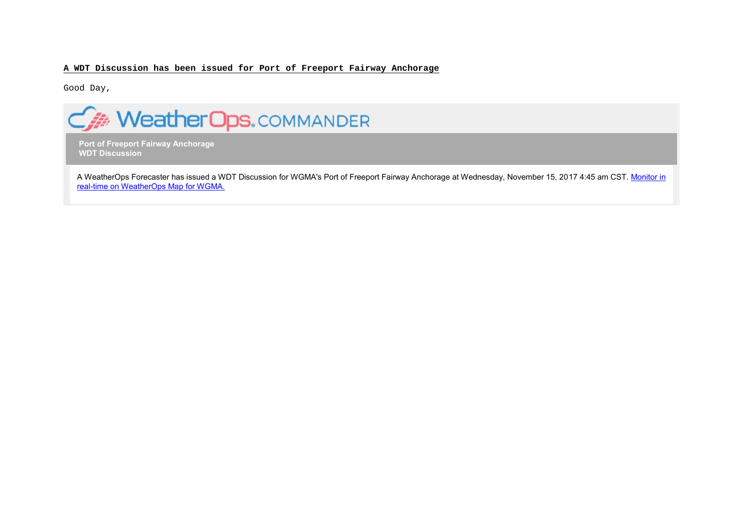**A WDT Discussion has been issued for Port of Freeport Fairway Anchorage**

Good Day,

WeatherOps.COMMANDER

**Port of Freeport Fairway Anchorage**
**WDT Discussion**

A WeatherOps Forecaster has issued a WDT Discussion for WGMA's Port of Freeport Fairway Anchorage at Wednesday, November 15, 2017 4:45 am CST. Monitor in real-time on WeatherOps Map for WGMA.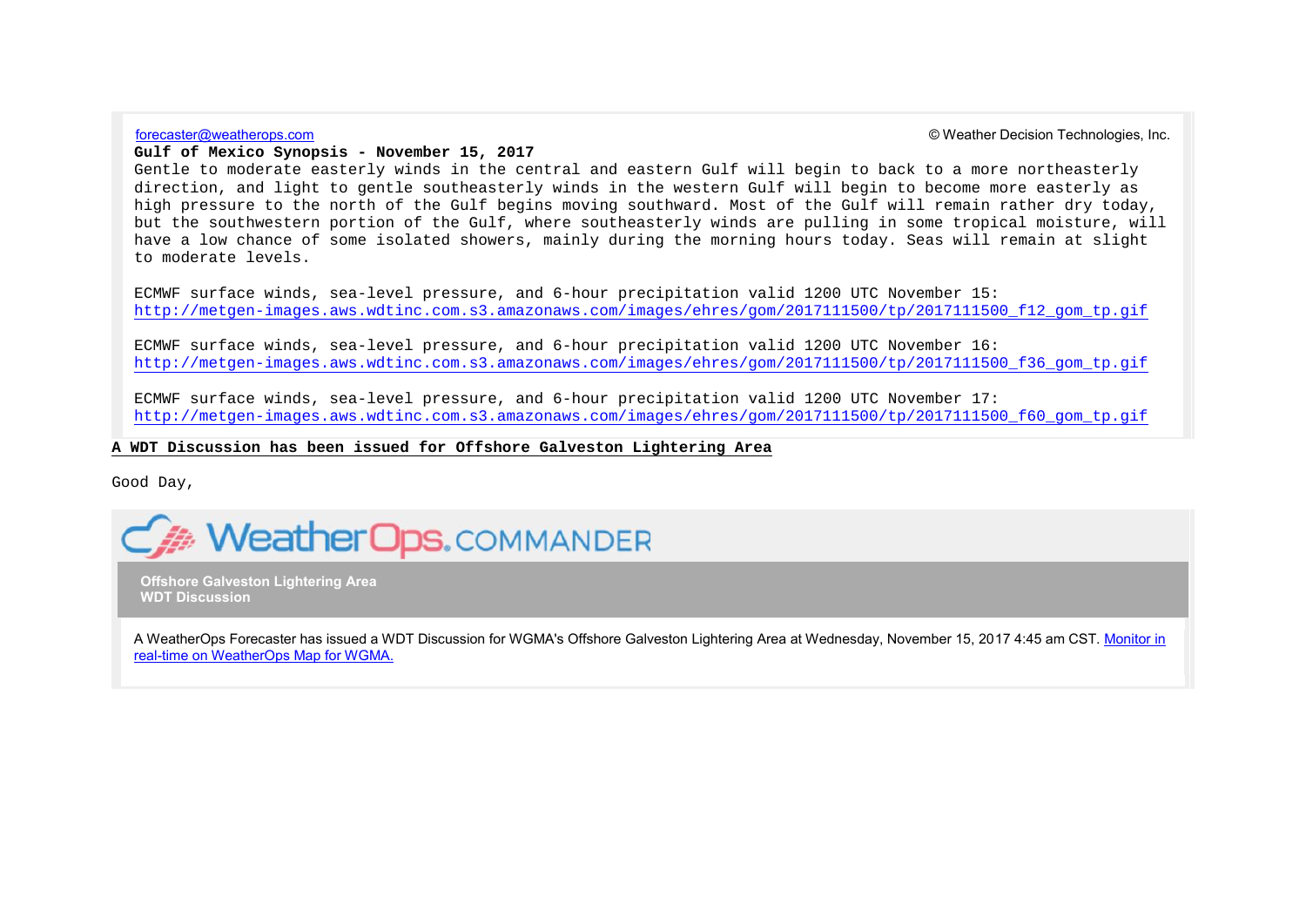forecaster@weatherops.com

© Weather Decision Technologies, Inc.

**Gulf of Mexico Synopsis - November 15, 2017**

Gentle to moderate easterly winds in the central and eastern Gulf will begin to back to a more northeasterly direction, and light to gentle southeasterly winds in the western Gulf will begin to become more easterly as high pressure to the north of the Gulf begins moving southward. Most of the Gulf will remain rather dry today, but the southwestern portion of the Gulf, where southeasterly winds are pulling in some tropical moisture, will have a low chance of some isolated showers, mainly during the morning hours today. Seas will remain at slight to moderate levels.

ECMWF surface winds, sea-level pressure, and 6-hour precipitation valid 1200 UTC November 15:
http://metgen-images.aws.wdtinc.com.s3.amazonaws.com/images/ehres/gom/2017111500/tp/2017111500_f12_gom_tp.gif

ECMWF surface winds, sea-level pressure, and 6-hour precipitation valid 1200 UTC November 16:
http://metgen-images.aws.wdtinc.com.s3.amazonaws.com/images/ehres/gom/2017111500/tp/2017111500_f36_gom_tp.gif

ECMWF surface winds, sea-level pressure, and 6-hour precipitation valid 1200 UTC November 17:
http://metgen-images.aws.wdtinc.com.s3.amazonaws.com/images/ehres/gom/2017111500/tp/2017111500_f60_gom_tp.gif

**A WDT Discussion has been issued for Offshore Galveston Lightering Area**

Good Day,

WeatherOps.COMMANDER

**Offshore Galveston Lightering Area**
**WDT Discussion**

A WeatherOps Forecaster has issued a WDT Discussion for WGMA's Offshore Galveston Lightering Area at Wednesday, November 15, 2017 4:45 am CST. Monitor in real-time on WeatherOps Map for WGMA.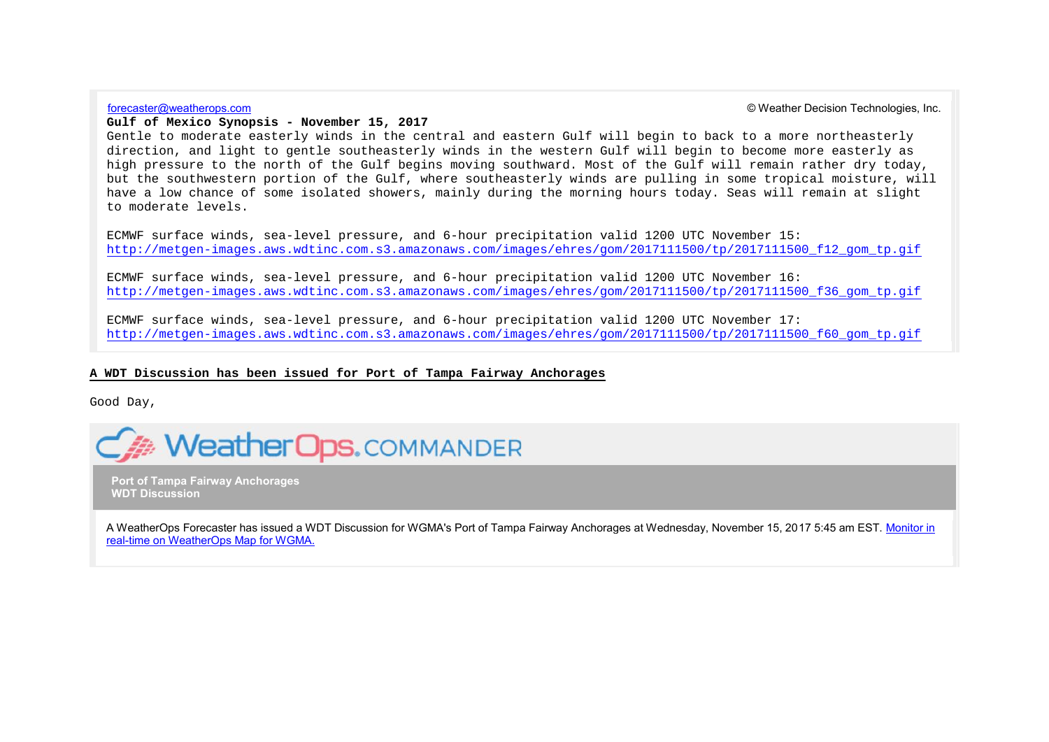forecaster@weatherops.com © Weather Decision Technologies, Inc.

**Gulf of Mexico Synopsis - November 15, 2017**

Gentle to moderate easterly winds in the central and eastern Gulf will begin to back to a more northeasterly direction, and light to gentle southeasterly winds in the western Gulf will begin to become more easterly as high pressure to the north of the Gulf begins moving southward. Most of the Gulf will remain rather dry today, but the southwestern portion of the Gulf, where southeasterly winds are pulling in some tropical moisture, will have a low chance of some isolated showers, mainly during the morning hours today. Seas will remain at slight to moderate levels.

ECMWF surface winds, sea-level pressure, and 6-hour precipitation valid 1200 UTC November 15:
http://metgen-images.aws.wdtinc.com.s3.amazonaws.com/images/ehres/gom/2017111500/tp/2017111500_f12_gom_tp.gif

ECMWF surface winds, sea-level pressure, and 6-hour precipitation valid 1200 UTC November 16:
http://metgen-images.aws.wdtinc.com.s3.amazonaws.com/images/ehres/gom/2017111500/tp/2017111500_f36_gom_tp.gif

ECMWF surface winds, sea-level pressure, and 6-hour precipitation valid 1200 UTC November 17:
http://metgen-images.aws.wdtinc.com.s3.amazonaws.com/images/ehres/gom/2017111500/tp/2017111500_f60_gom_tp.gif

**A WDT Discussion has been issued for Port of Tampa Fairway Anchorages**

Good Day,

WeatherOps.COMMANDER

**Port of Tampa Fairway Anchorages**
**WDT Discussion**

A WeatherOps Forecaster has issued a WDT Discussion for WGMA's Port of Tampa Fairway Anchorages at Wednesday, November 15, 2017 5:45 am EST. Monitor in real-time on WeatherOps Map for WGMA.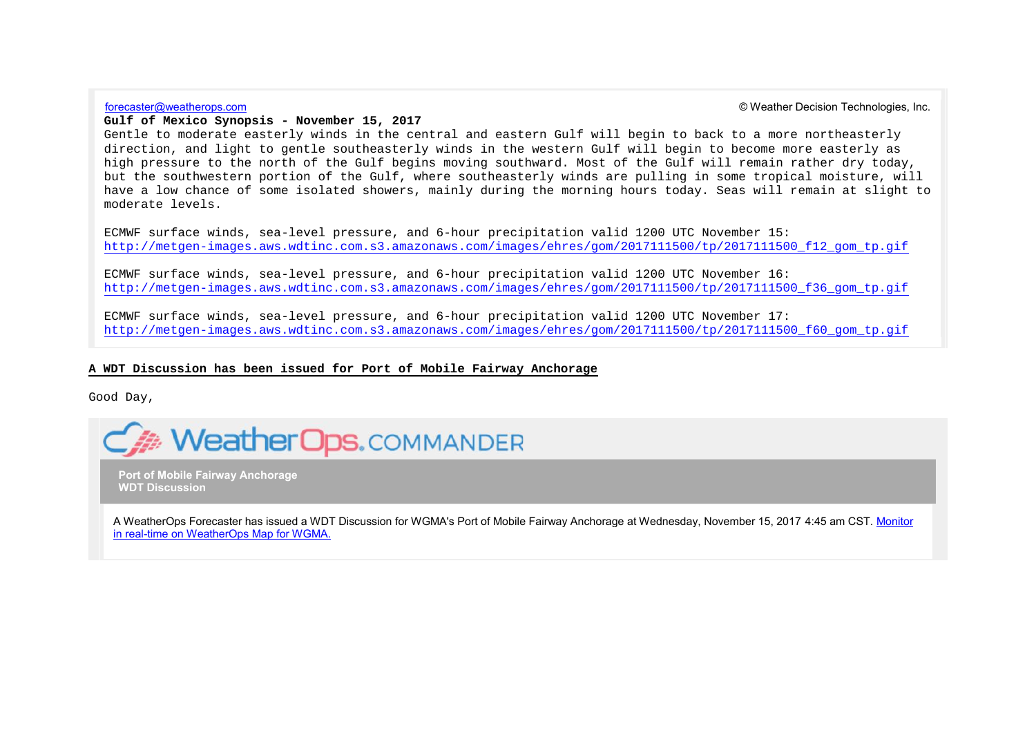forecaster@weatherops.com © Weather Decision Technologies, Inc.

**Gulf of Mexico Synopsis - November 15, 2017**

Gentle to moderate easterly winds in the central and eastern Gulf will begin to back to a more northeasterly direction, and light to gentle southeasterly winds in the western Gulf will begin to become more easterly as high pressure to the north of the Gulf begins moving southward. Most of the Gulf will remain rather dry today, but the southwestern portion of the Gulf, where southeasterly winds are pulling in some tropical moisture, will have a low chance of some isolated showers, mainly during the morning hours today. Seas will remain at slight to moderate levels.

ECMWF surface winds, sea-level pressure, and 6-hour precipitation valid 1200 UTC November 15:
http://metgen-images.aws.wdtinc.com.s3.amazonaws.com/images/ehres/gom/2017111500/tp/2017111500_f12_gom_tp.gif

ECMWF surface winds, sea-level pressure, and 6-hour precipitation valid 1200 UTC November 16:
http://metgen-images.aws.wdtinc.com.s3.amazonaws.com/images/ehres/gom/2017111500/tp/2017111500_f36_gom_tp.gif

ECMWF surface winds, sea-level pressure, and 6-hour precipitation valid 1200 UTC November 17:
http://metgen-images.aws.wdtinc.com.s3.amazonaws.com/images/ehres/gom/2017111500/tp/2017111500_f60_gom_tp.gif

**A WDT Discussion has been issued for Port of Mobile Fairway Anchorage**

Good Day,

WeatherOps.COMMANDER

**Port of Mobile Fairway Anchorage**
**WDT Discussion**

A WeatherOps Forecaster has issued a WDT Discussion for WGMA's Port of Mobile Fairway Anchorage at Wednesday, November 15, 2017 4:45 am CST. Monitor in real-time on WeatherOps Map for WGMA.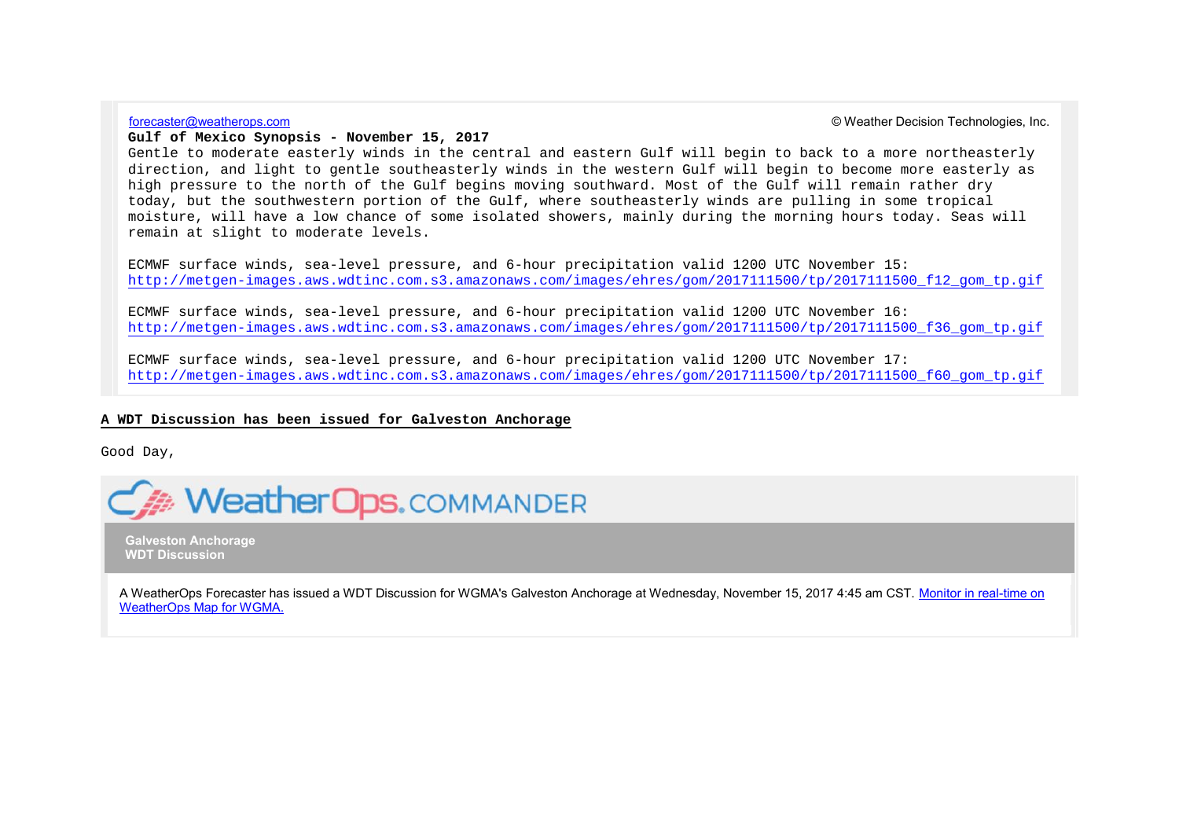forecaster@weatherops.com © Weather Decision Technologies, Inc.

**Gulf of Mexico Synopsis - November 15, 2017**

Gentle to moderate easterly winds in the central and eastern Gulf will begin to back to a more northeasterly direction, and light to gentle southeasterly winds in the western Gulf will begin to become more easterly as high pressure to the north of the Gulf begins moving southward. Most of the Gulf will remain rather dry today, but the southwestern portion of the Gulf, where southeasterly winds are pulling in some tropical moisture, will have a low chance of some isolated showers, mainly during the morning hours today. Seas will remain at slight to moderate levels.

ECMWF surface winds, sea-level pressure, and 6-hour precipitation valid 1200 UTC November 15:
http://metgen-images.aws.wdtinc.com.s3.amazonaws.com/images/ehres/gom/2017111500/tp/2017111500_f12_gom_tp.gif

ECMWF surface winds, sea-level pressure, and 6-hour precipitation valid 1200 UTC November 16:
http://metgen-images.aws.wdtinc.com.s3.amazonaws.com/images/ehres/gom/2017111500/tp/2017111500_f36_gom_tp.gif

ECMWF surface winds, sea-level pressure, and 6-hour precipitation valid 1200 UTC November 17:
http://metgen-images.aws.wdtinc.com.s3.amazonaws.com/images/ehres/gom/2017111500/tp/2017111500_f60_gom_tp.gif

**A WDT Discussion has been issued for Galveston Anchorage**

Good Day,

WeatherOps.COMMANDER

**Galveston Anchorage**
**WDT Discussion**

A WeatherOps Forecaster has issued a WDT Discussion for WGMA's Galveston Anchorage at Wednesday, November 15, 2017 4:45 am CST. Monitor in real-time on WeatherOps Map for WGMA.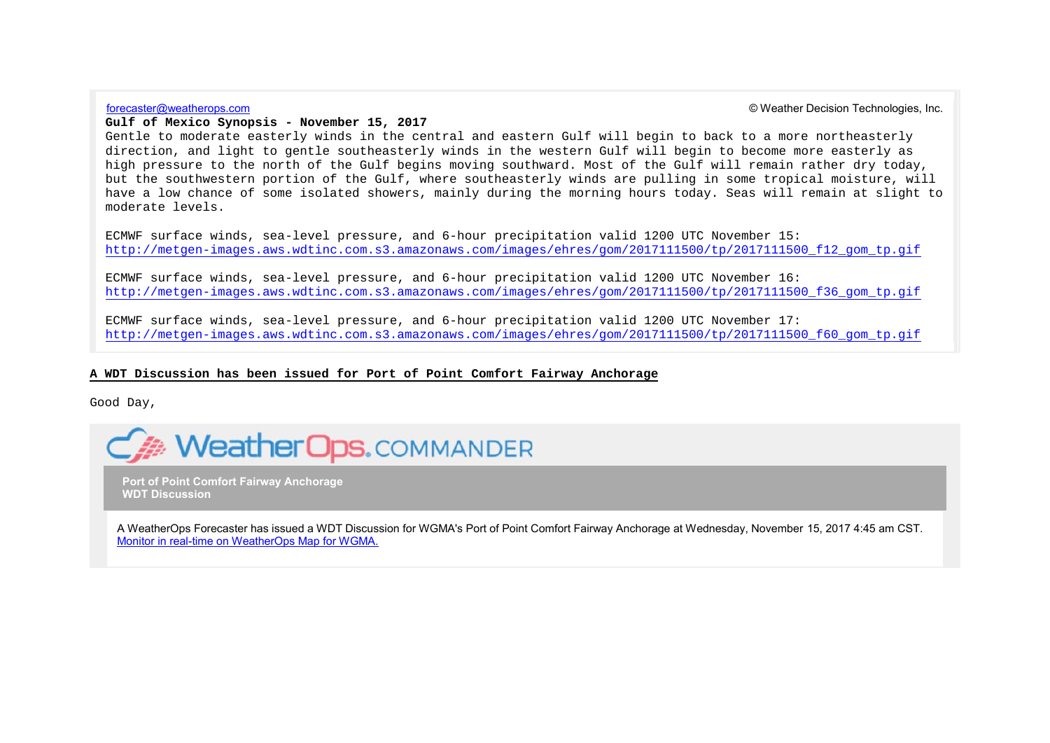forecaster@weatherops.com © Weather Decision Technologies, Inc.

**Gulf of Mexico Synopsis - November 15, 2017**

Gentle to moderate easterly winds in the central and eastern Gulf will begin to back to a more northeasterly direction, and light to gentle southeasterly winds in the western Gulf will begin to become more easterly as high pressure to the north of the Gulf begins moving southward. Most of the Gulf will remain rather dry today, but the southwestern portion of the Gulf, where southeasterly winds are pulling in some tropical moisture, will have a low chance of some isolated showers, mainly during the morning hours today. Seas will remain at slight to moderate levels.

ECMWF surface winds, sea-level pressure, and 6-hour precipitation valid 1200 UTC November 15:
http://metgen-images.aws.wdtinc.com.s3.amazonaws.com/images/ehres/gom/2017111500/tp/2017111500_f12_gom_tp.gif

ECMWF surface winds, sea-level pressure, and 6-hour precipitation valid 1200 UTC November 16:
http://metgen-images.aws.wdtinc.com.s3.amazonaws.com/images/ehres/gom/2017111500/tp/2017111500_f36_gom_tp.gif

ECMWF surface winds, sea-level pressure, and 6-hour precipitation valid 1200 UTC November 17:
http://metgen-images.aws.wdtinc.com.s3.amazonaws.com/images/ehres/gom/2017111500/tp/2017111500_f60_gom_tp.gif

**A WDT Discussion has been issued for Port of Point Comfort Fairway Anchorage**

Good Day,

WeatherOps.COMMANDER

**Port of Point Comfort Fairway Anchorage**
**WDT Discussion**

A WeatherOps Forecaster has issued a WDT Discussion for WGMA's Port of Point Comfort Fairway Anchorage at Wednesday, November 15, 2017 4:45 am CST.
Monitor in real-time on WeatherOps Map for WGMA.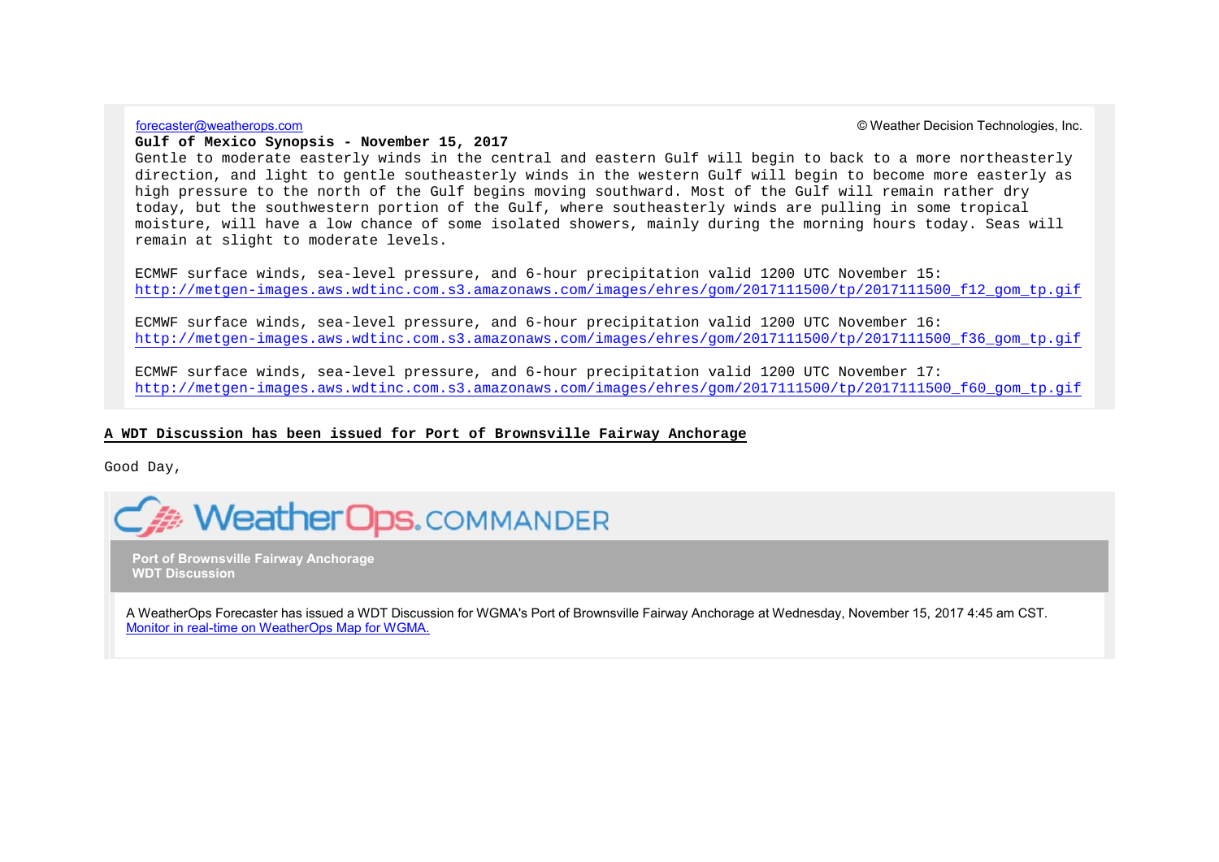forecaster@weatherops.com © Weather Decision Technologies, Inc.

**Gulf of Mexico Synopsis - November 15, 2017**

Gentle to moderate easterly winds in the central and eastern Gulf will begin to back to a more northeasterly direction, and light to gentle southeasterly winds in the western Gulf will begin to become more easterly as high pressure to the north of the Gulf begins moving southward. Most of the Gulf will remain rather dry today, but the southwestern portion of the Gulf, where southeasterly winds are pulling in some tropical moisture, will have a low chance of some isolated showers, mainly during the morning hours today. Seas will remain at slight to moderate levels.

ECMWF surface winds, sea-level pressure, and 6-hour precipitation valid 1200 UTC November 15:
http://metgen-images.aws.wdtinc.com.s3.amazonaws.com/images/ehres/gom/2017111500/tp/2017111500_f12_gom_tp.gif

ECMWF surface winds, sea-level pressure, and 6-hour precipitation valid 1200 UTC November 16:
http://metgen-images.aws.wdtinc.com.s3.amazonaws.com/images/ehres/gom/2017111500/tp/2017111500_f36_gom_tp.gif

ECMWF surface winds, sea-level pressure, and 6-hour precipitation valid 1200 UTC November 17:
http://metgen-images.aws.wdtinc.com.s3.amazonaws.com/images/ehres/gom/2017111500/tp/2017111500_f60_gom_tp.gif

**A WDT Discussion has been issued for Port of Brownsville Fairway Anchorage**

Good Day,

WeatherOps.COMMANDER

**Port of Brownsville Fairway Anchorage**
**WDT Discussion**

A WeatherOps Forecaster has issued a WDT Discussion for WGMA's Port of Brownsville Fairway Anchorage at Wednesday, November 15, 2017 4:45 am CST.
Monitor in real-time on WeatherOps Map for WGMA.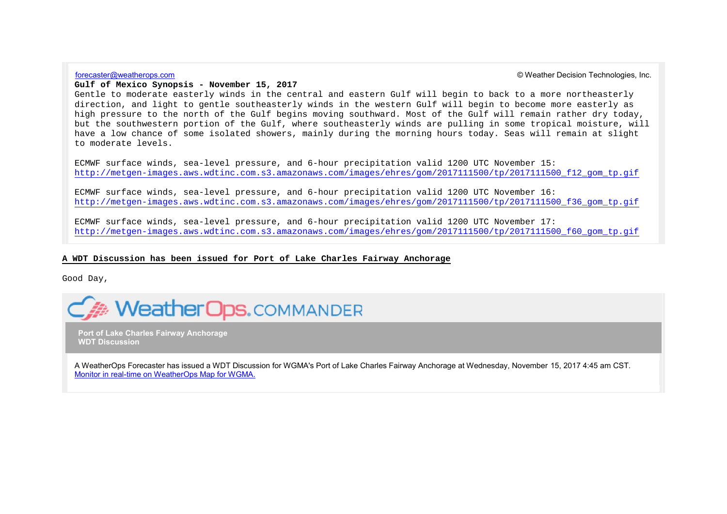forecaster@weatherops.com © Weather Decision Technologies, Inc.

**Gulf of Mexico Synopsis - November 15, 2017**

Gentle to moderate easterly winds in the central and eastern Gulf will begin to back to a more northeasterly direction, and light to gentle southeasterly winds in the western Gulf will begin to become more easterly as high pressure to the north of the Gulf begins moving southward. Most of the Gulf will remain rather dry today, but the southwestern portion of the Gulf, where southeasterly winds are pulling in some tropical moisture, will have a low chance of some isolated showers, mainly during the morning hours today. Seas will remain at slight to moderate levels.

ECMWF surface winds, sea-level pressure, and 6-hour precipitation valid 1200 UTC November 15:
http://metgen-images.aws.wdtinc.com.s3.amazonaws.com/images/ehres/gom/2017111500/tp/2017111500_f12_gom_tp.gif

ECMWF surface winds, sea-level pressure, and 6-hour precipitation valid 1200 UTC November 16:
http://metgen-images.aws.wdtinc.com.s3.amazonaws.com/images/ehres/gom/2017111500/tp/2017111500_f36_gom_tp.gif

ECMWF surface winds, sea-level pressure, and 6-hour precipitation valid 1200 UTC November 17:
http://metgen-images.aws.wdtinc.com.s3.amazonaws.com/images/ehres/gom/2017111500/tp/2017111500_f60_gom_tp.gif

**A WDT Discussion has been issued for Port of Lake Charles Fairway Anchorage**

Good Day,

WeatherOps.COMMANDER

**Port of Lake Charles Fairway Anchorage**
**WDT Discussion**

A WeatherOps Forecaster has issued a WDT Discussion for WGMA's Port of Lake Charles Fairway Anchorage at Wednesday, November 15, 2017 4:45 am CST.
Monitor in real-time on WeatherOps Map for WGMA.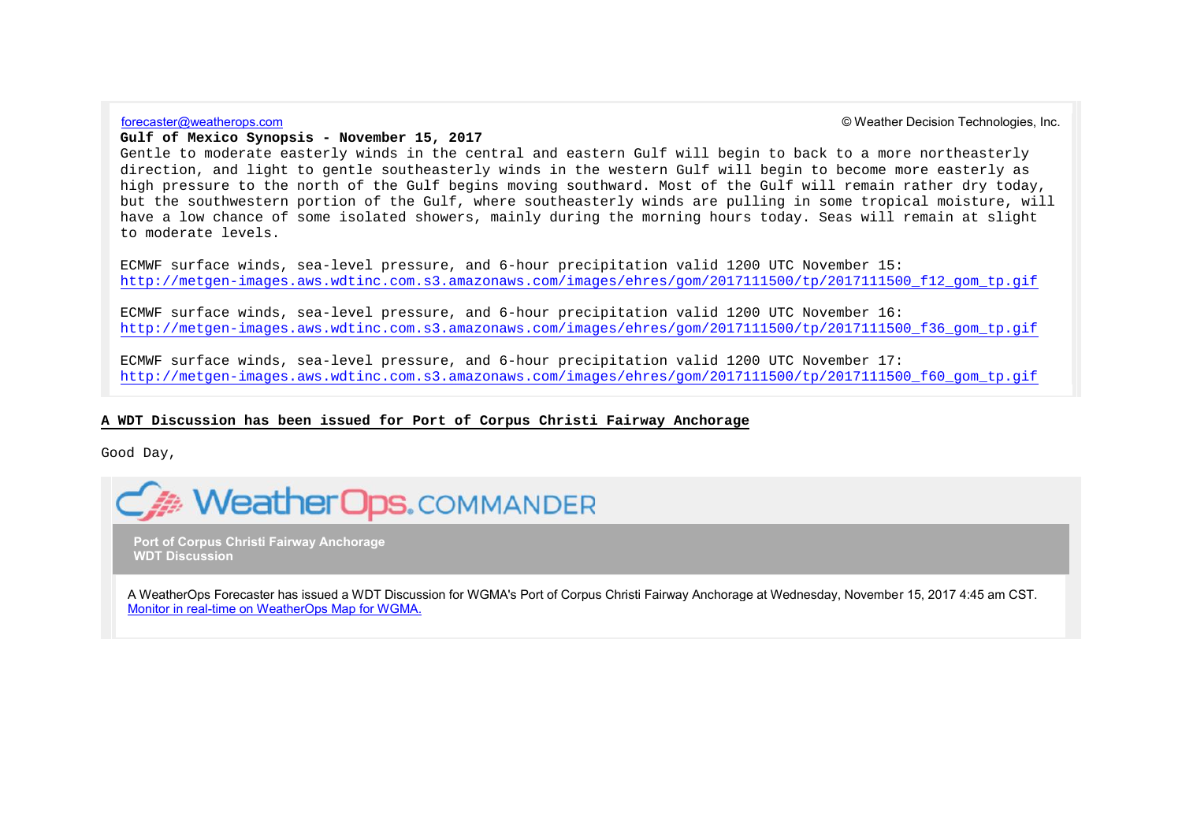forecaster@weatherops.com © Weather Decision Technologies, Inc.

**Gulf of Mexico Synopsis - November 15, 2017**

Gentle to moderate easterly winds in the central and eastern Gulf will begin to back to a more northeasterly direction, and light to gentle southeasterly winds in the western Gulf will begin to become more easterly as high pressure to the north of the Gulf begins moving southward. Most of the Gulf will remain rather dry today, but the southwestern portion of the Gulf, where southeasterly winds are pulling in some tropical moisture, will have a low chance of some isolated showers, mainly during the morning hours today. Seas will remain at slight to moderate levels.

ECMWF surface winds, sea-level pressure, and 6-hour precipitation valid 1200 UTC November 15:
http://metgen-images.aws.wdtinc.com.s3.amazonaws.com/images/ehres/gom/2017111500/tp/2017111500_f12_gom_tp.gif

ECMWF surface winds, sea-level pressure, and 6-hour precipitation valid 1200 UTC November 16:
http://metgen-images.aws.wdtinc.com.s3.amazonaws.com/images/ehres/gom/2017111500/tp/2017111500_f36_gom_tp.gif

ECMWF surface winds, sea-level pressure, and 6-hour precipitation valid 1200 UTC November 17:
http://metgen-images.aws.wdtinc.com.s3.amazonaws.com/images/ehres/gom/2017111500/tp/2017111500_f60_gom_tp.gif

**A WDT Discussion has been issued for Port of Corpus Christi Fairway Anchorage**

Good Day,

WeatherOps.COMMANDER

**Port of Corpus Christi Fairway Anchorage**
**WDT Discussion**

A WeatherOps Forecaster has issued a WDT Discussion for WGMA's Port of Corpus Christi Fairway Anchorage at Wednesday, November 15, 2017 4:45 am CST.
Monitor in real-time on WeatherOps Map for WGMA.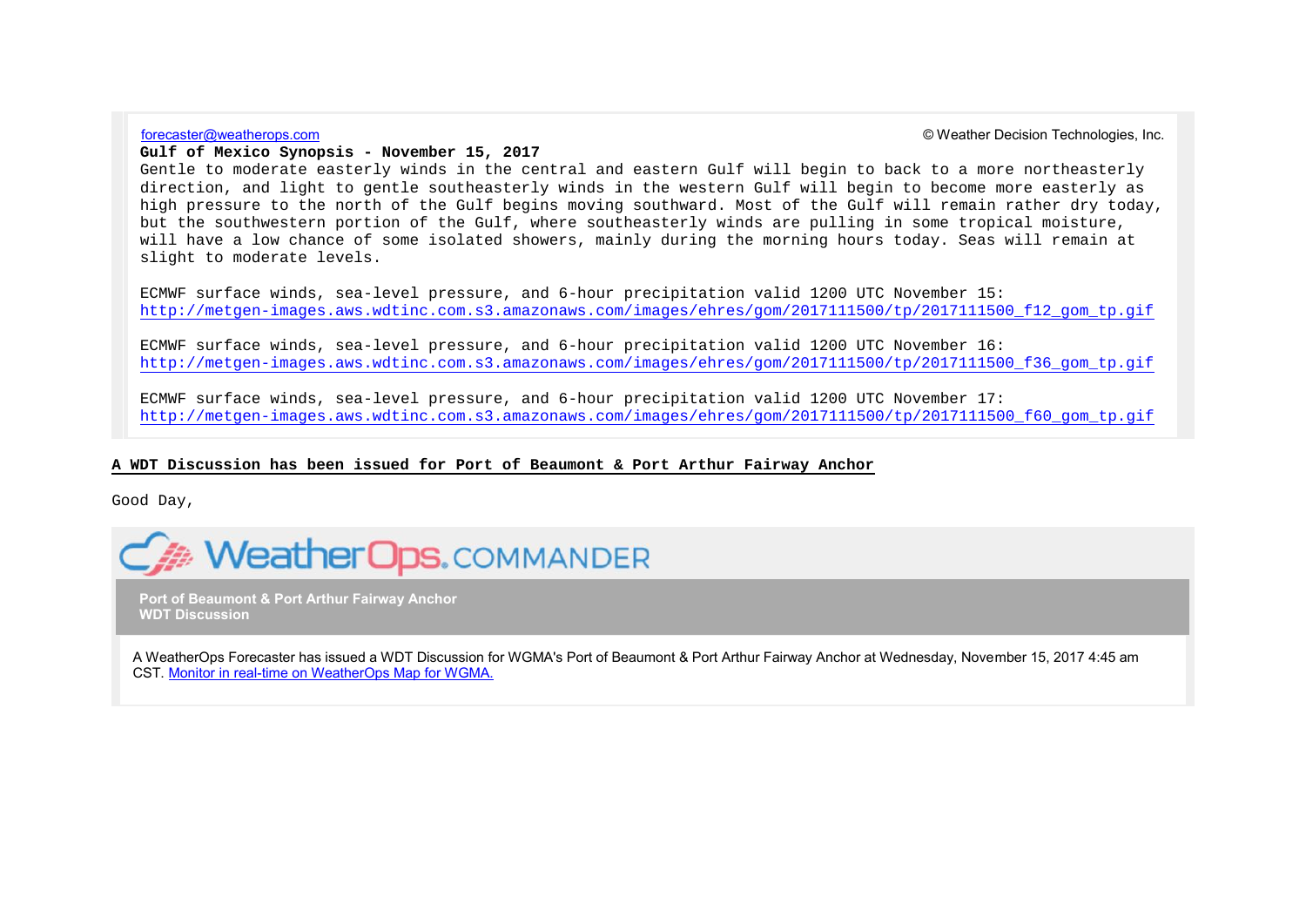forecaster@weatherops.com

© Weather Decision Technologies, Inc.

**Gulf of Mexico Synopsis - November 15, 2017**

Gentle to moderate easterly winds in the central and eastern Gulf will begin to back to a more northeasterly direction, and light to gentle southeasterly winds in the western Gulf will begin to become more easterly as high pressure to the north of the Gulf begins moving southward. Most of the Gulf will remain rather dry today, but the southwestern portion of the Gulf, where southeasterly winds are pulling in some tropical moisture, will have a low chance of some isolated showers, mainly during the morning hours today. Seas will remain at slight to moderate levels.

ECMWF surface winds, sea-level pressure, and 6-hour precipitation valid 1200 UTC November 15:
http://metgen-images.aws.wdtinc.com.s3.amazonaws.com/images/ehres/gom/2017111500/tp/2017111500_f12_gom_tp.gif

ECMWF surface winds, sea-level pressure, and 6-hour precipitation valid 1200 UTC November 16:
http://metgen-images.aws.wdtinc.com.s3.amazonaws.com/images/ehres/gom/2017111500/tp/2017111500_f36_gom_tp.gif

ECMWF surface winds, sea-level pressure, and 6-hour precipitation valid 1200 UTC November 17:
http://metgen-images.aws.wdtinc.com.s3.amazonaws.com/images/ehres/gom/2017111500/tp/2017111500_f60_gom_tp.gif

**A WDT Discussion has been issued for Port of Beaumont & Port Arthur Fairway Anchor**

Good Day,

WeatherOps.COMMANDER

**Port of Beaumont & Port Arthur Fairway Anchor**
**WDT Discussion**

A WeatherOps Forecaster has issued a WDT Discussion for WGMA's Port of Beaumont & Port Arthur Fairway Anchor at Wednesday, November 15, 2017 4:45 am CST. Monitor in real-time on WeatherOps Map for WGMA.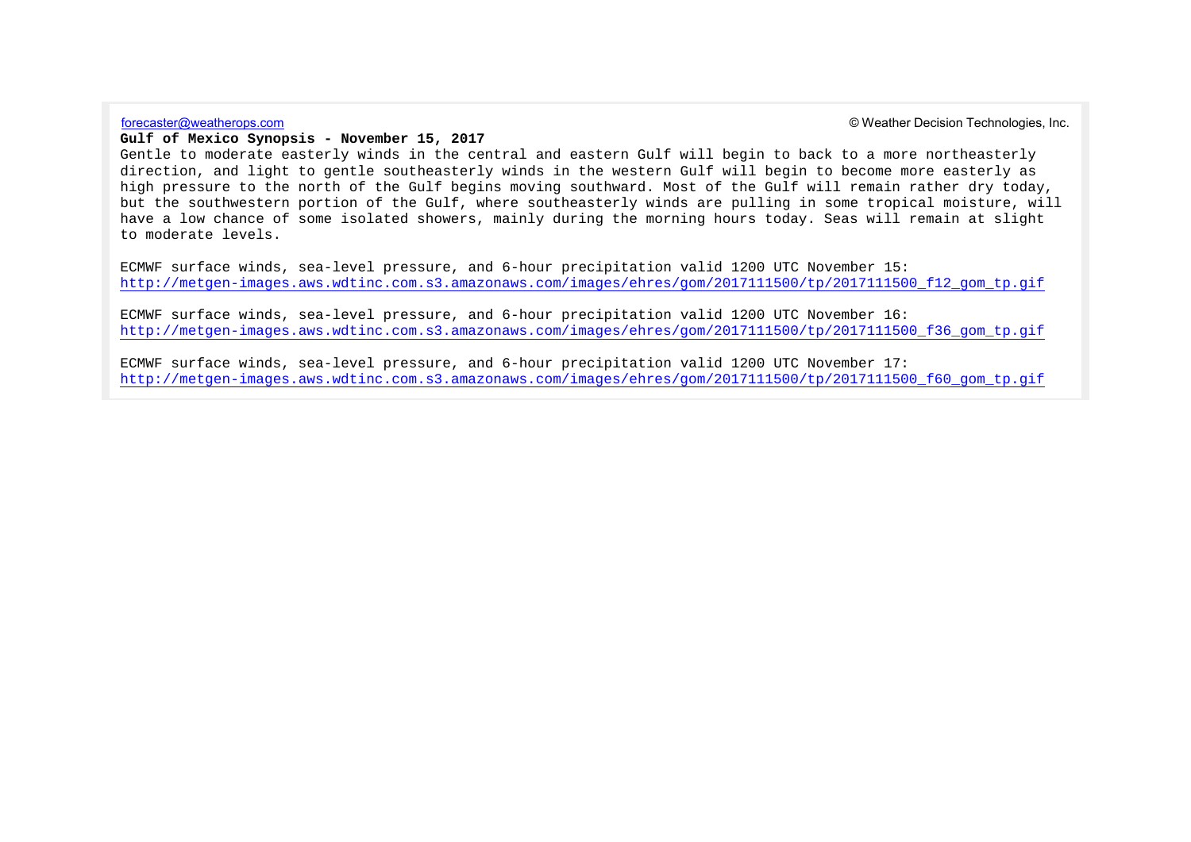forecaster@weatherops.com

© Weather Decision Technologies, Inc.

**Gulf of Mexico Synopsis - November 15, 2017**

Gentle to moderate easterly winds in the central and eastern Gulf will begin to back to a more northeasterly direction, and light to gentle southeasterly winds in the western Gulf will begin to become more easterly as high pressure to the north of the Gulf begins moving southward. Most of the Gulf will remain rather dry today, but the southwestern portion of the Gulf, where southeasterly winds are pulling in some tropical moisture, will have a low chance of some isolated showers, mainly during the morning hours today. Seas will remain at slight to moderate levels.

ECMWF surface winds, sea-level pressure, and 6-hour precipitation valid 1200 UTC November 15:
http://metgen-images.aws.wdtinc.com.s3.amazonaws.com/images/ehres/gom/2017111500/tp/2017111500_f12_gom_tp.gif

ECMWF surface winds, sea-level pressure, and 6-hour precipitation valid 1200 UTC November 16:
http://metgen-images.aws.wdtinc.com.s3.amazonaws.com/images/ehres/gom/2017111500/tp/2017111500_f36_gom_tp.gif

ECMWF surface winds, sea-level pressure, and 6-hour precipitation valid 1200 UTC November 17:
http://metgen-images.aws.wdtinc.com.s3.amazonaws.com/images/ehres/gom/2017111500/tp/2017111500_f60_gom_tp.gif